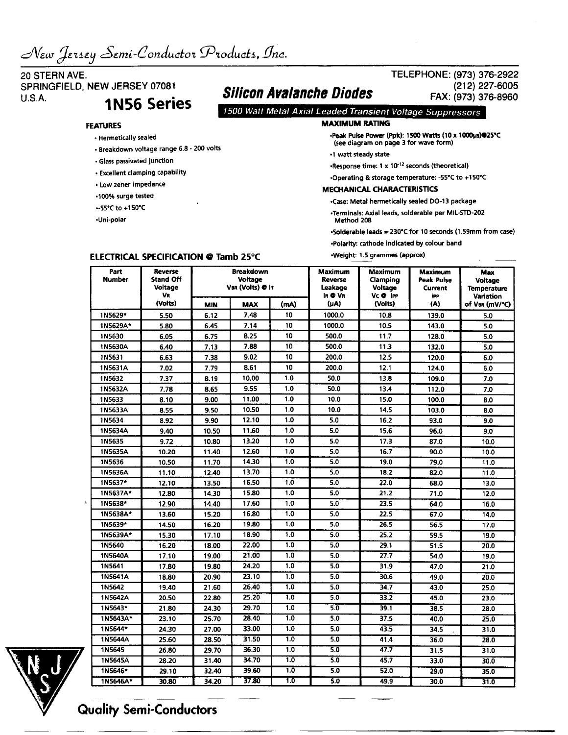*New Jersey Semi-Conductor Products, Inc.*

20 STERN AVE.
SPRINGFIELD, NEW JERSEY 07081
U.S.A.

TELEPHONE: (973) 376-2922
(212) 227-6005
FAX: (973) 376-8960

# 1N56 Series

## Silicon Avalanche Diodes

1500 Watt Metal Axial Leaded Transient Voltage Suppressors

### FEATURES

- Hermetically sealed
- Breakdown voltage range 6.8 - 200 volts
- Glass passivated junction
- Excellent clamping capability
- Low zener impedance
- 100% surge tested
- -55°C to +150°C
- Uni-polar

### MAXIMUM RATING

- Peak Pulse Power (Ppk): 1500 Watts (10 x 1000μs)@25°C (see diagram on page 3 for wave form)
- 1 watt steady state
- Response time: 1 x $10^{-12}$ seconds (theoretical)
- Operating & storage temperature: -55°C to +150°C

### MECHANICAL CHARACTERISTICS

- Case: Metal hermetically sealed DO-13 package
- Terminals: Axial leads, solderable per MIL-STD-202 Method 208
- Solderable leads = 230°C for 10 seconds (1.59mm from case)
- Polarity: cathode indicated by colour band
- Weight: 1.5 grammes (approx)

### ELECTRICAL SPECIFICATION @ Tamb 25°C

| Part Number | Reverse Stand Off Voltage $V_R$ (Volts) | Breakdown Voltage $V_{BR}$ (Volts) @ $I_T$ | | | Maximum Reverse Leakage $I_R$ @ $V_R$ (μA) | Maximum Clamping Voltage $V_C$ @ $I_{PP}$ (Volts) | Maximum Peak Pulse Current $I_{PP}$ (A) | Max Voltage Temperature Variation of $V_{BR}$ (mV/°C) |
|---|---|---|---|---|---|---|---|---|
| | | MIN | MAX | (mA) | | | | |
| 1N5629* | 5.50 | 6.12 | 7.48 | 10 | 1000.0 | 10.8 | 139.0 | 5.0 |
| 1N5629A* | 5.80 | 6.45 | 7.14 | 10 | 1000.0 | 10.5 | 143.0 | 5.0 |
| 1N5630 | 6.05 | 6.75 | 8.25 | 10 | 500.0 | 11.7 | 128.0 | 5.0 |
| 1N5630A | 6.40 | 7.13 | 7.88 | 10 | 500.0 | 11.3 | 132.0 | 5.0 |
| 1N5631 | 6.63 | 7.38 | 9.02 | 10 | 200.0 | 12.5 | 120.0 | 6.0 |
| 1N5631A | 7.02 | 7.79 | 8.61 | 10 | 200.0 | 12.1 | 124.0 | 6.0 |
| 1N5632 | 7.37 | 8.19 | 10.00 | 1.0 | 50.0 | 13.8 | 109.0 | 7.0 |
| 1N5632A | 7.78 | 8.65 | 9.55 | 1.0 | 50.0 | 13.4 | 112.0 | 7.0 |
| 1N5633 | 8.10 | 9.00 | 11.00 | 1.0 | 10.0 | 15.0 | 100.0 | 8.0 |
| 1N5633A | 8.55 | 9.50 | 10.50 | 1.0 | 10.0 | 14.5 | 103.0 | 8.0 |
| 1N5634 | 8.92 | 9.90 | 12.10 | 1.0 | 5.0 | 16.2 | 93.0 | 9.0 |
| 1N5634A | 9.40 | 10.50 | 11.60 | 1.0 | 5.0 | 15.6 | 96.0 | 9.0 |
| 1N5635 | 9.72 | 10.80 | 13.20 | 1.0 | 5.0 | 17.3 | 87.0 | 10.0 |
| 1N5635A | 10.20 | 11.40 | 12.60 | 1.0 | 5.0 | 16.7 | 90.0 | 10.0 |
| 1N5636 | 10.50 | 11.70 | 14.30 | 1.0 | 5.0 | 19.0 | 79.0 | 11.0 |
| 1N5636A | 11.10 | 12.40 | 13.70 | 1.0 | 5.0 | 18.2 | 82.0 | 11.0 |
| 1N5637* | 12.10 | 13.50 | 16.50 | 1.0 | 5.0 | 22.0 | 68.0 | 13.0 |
| 1N5637A* | 12.80 | 14.30 | 15.80 | 1.0 | 5.0 | 21.2 | 71.0 | 12.0 |
| 1N5638* | 12.90 | 14.40 | 17.60 | 1.0 | 5.0 | 23.5 | 64.0 | 16.0 |
| 1N5638A* | 13.60 | 15.20 | 16.80 | 1.0 | 5.0 | 22.5 | 67.0 | 14.0 |
| 1N5639* | 14.50 | 16.20 | 19.80 | 1.0 | 5.0 | 26.5 | 56.5 | 17.0 |
| 1N5639A* | 15.30 | 17.10 | 18.90 | 1.0 | 5.0 | 25.2 | 59.5 | 19.0 |
| 1N5640 | 16.20 | 18.00 | 22.00 | 1.0 | 5.0 | 29.1 | 51.5 | 20.0 |
| 1N5640A | 17.10 | 19.00 | 21.00 | 1.0 | 5.0 | 27.7 | 54.0 | 19.0 |
| 1N5641 | 17.80 | 19.80 | 24.20 | 1.0 | 5.0 | 31.9 | 47.0 | 21.0 |
| 1N5641A | 18.80 | 20.90 | 23.10 | 1.0 | 5.0 | 30.6 | 49.0 | 20.0 |
| 1N5642 | 19.40 | 21.60 | 26.40 | 1.0 | 5.0 | 34.7 | 43.0 | 25.0 |
| 1N5642A | 20.50 | 22.80 | 25.20 | 1.0 | 5.0 | 33.2 | 45.0 | 23.0 |
| 1N5643* | 21.80 | 24.30 | 29.70 | 1.0 | 5.0 | 39.1 | 38.5 | 28.0 |
| 1N5643A* | 23.10 | 25.70 | 28.40 | 1.0 | 5.0 | 37.5 | 40.0 | 25.0 |
| 1N5644* | 24.30 | 27.00 | 33.00 | 1.0 | 5.0 | 43.5 | 34.5 | 31.0 |
| 1N5644A | 25.60 | 28.50 | 31.50 | 1.0 | 5.0 | 41.4 | 36.0 | 28.0 |
| 1N5645 | 26.80 | 29.70 | 36.30 | 1.0 | 5.0 | 47.7 | 31.5 | 31.0 |
| 1N5645A | 28.20 | 31.40 | 34.70 | 1.0 | 5.0 | 45.7 | 33.0 | 30.0 |
| 1N5646* | 29.10 | 32.40 | 39.60 | 1.0 | 5.0 | 52.0 | 29.0 | 35.0 |
| 1N5646A* | 30.80 | 34.20 | 37.80 | 1.0 | 5.0 | 49.9 | 30.0 | 31.0 |

Quality Semi-Conductors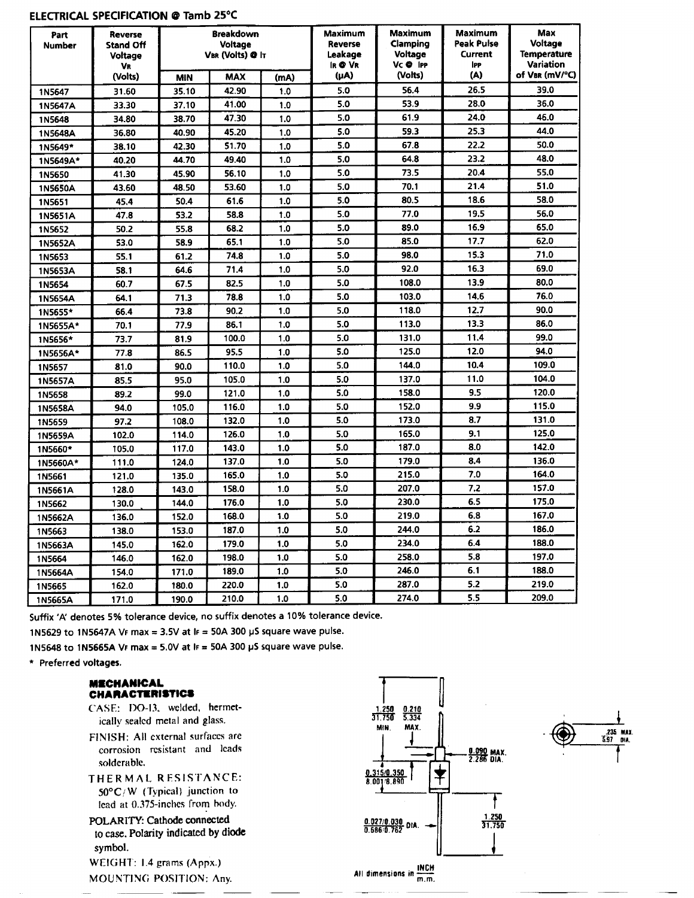## ELECTRICAL SPECIFICATION @ Tamb 25°C

| Part Number | Reverse Stand Off Voltage $V_R$ (Volts) | Breakdown Voltage $V_{BR}$ (Volts) @ $I_T$ | | | Maximum Reverse Leakage $I_R$ @ $V_R$ (µA) | Maximum Clamping Voltage $V_C$ @ $I_{PP}$ (Volts) | Maximum Peak Pulse Current $I_{PP}$ (A) | Max Voltage Temperature Variation of $V_{BR}$ (mV/°C) |
|---|---|---|---|---|---|---|---|---|
| | | MIN | MAX | (mA) | | | | |
| 1N5647 | 31.60 | 35.10 | 42.90 | 1.0 | 5.0 | 56.4 | 26.5 | 39.0 |
| 1N5647A | 33.30 | 37.10 | 41.00 | 1.0 | 5.0 | 53.9 | 28.0 | 36.0 |
| 1N5648 | 34.80 | 38.70 | 47.30 | 1.0 | 5.0 | 61.9 | 24.0 | 46.0 |
| 1N5648A | 36.80 | 40.90 | 45.20 | 1.0 | 5.0 | 59.3 | 25.3 | 44.0 |
| 1N5649* | 38.10 | 42.30 | 51.70 | 1.0 | 5.0 | 67.8 | 22.2 | 50.0 |
| 1N5649A* | 40.20 | 44.70 | 49.40 | 1.0 | 5.0 | 64.8 | 23.2 | 48.0 |
| 1N5650 | 41.30 | 45.90 | 56.10 | 1.0 | 5.0 | 73.5 | 20.4 | 55.0 |
| 1N5650A | 43.60 | 48.50 | 53.60 | 1.0 | 5.0 | 70.1 | 21.4 | 51.0 |
| 1N5651 | 45.4 | 50.4 | 61.6 | 1.0 | 5.0 | 80.5 | 18.6 | 58.0 |
| 1N5651A | 47.8 | 53.2 | 58.8 | 1.0 | 5.0 | 77.0 | 19.5 | 56.0 |
| 1N5652 | 50.2 | 55.8 | 68.2 | 1.0 | 5.0 | 89.0 | 16.9 | 65.0 |
| 1N5652A | 53.0 | 58.9 | 65.1 | 1.0 | 5.0 | 85.0 | 17.7 | 62.0 |
| 1N5653 | 55.1 | 61.2 | 74.8 | 1.0 | 5.0 | 98.0 | 15.3 | 71.0 |
| 1N5653A | 58.1 | 64.6 | 71.4 | 1.0 | 5.0 | 92.0 | 16.3 | 69.0 |
| 1N5654 | 60.7 | 67.5 | 82.5 | 1.0 | 5.0 | 108.0 | 13.9 | 80.0 |
| 1N5654A | 64.1 | 71.3 | 78.8 | 1.0 | 5.0 | 103.0 | 14.6 | 76.0 |
| 1N5655* | 66.4 | 73.8 | 90.2 | 1.0 | 5.0 | 118.0 | 12.7 | 90.0 |
| 1N5655A* | 70.1 | 77.9 | 86.1 | 1.0 | 5.0 | 113.0 | 13.3 | 86.0 |
| 1N5656* | 73.7 | 81.9 | 100.0 | 1.0 | 5.0 | 131.0 | 11.4 | 99.0 |
| 1N5656A* | 77.8 | 86.5 | 95.5 | 1.0 | 5.0 | 125.0 | 12.0 | 94.0 |
| 1N5657 | 81.0 | 90.0 | 110.0 | 1.0 | 5.0 | 144.0 | 10.4 | 109.0 |
| 1N5657A | 85.5 | 95.0 | 105.0 | 1.0 | 5.0 | 137.0 | 11.0 | 104.0 |
| 1N5658 | 89.2 | 99.0 | 121.0 | 1.0 | 5.0 | 158.0 | 9.5 | 120.0 |
| 1N5658A | 94.0 | 105.0 | 116.0 | 1.0 | 5.0 | 152.0 | 9.9 | 115.0 |
| 1N5659 | 97.2 | 108.0 | 132.0 | 1.0 | 5.0 | 173.0 | 8.7 | 131.0 |
| 1N5659A | 102.0 | 114.0 | 126.0 | 1.0 | 5.0 | 165.0 | 9.1 | 125.0 |
| 1N5660* | 105.0 | 117.0 | 143.0 | 1.0 | 5.0 | 187.0 | 8.0 | 142.0 |
| 1N5660A* | 111.0 | 124.0 | 137.0 | 1.0 | 5.0 | 179.0 | 8.4 | 136.0 |
| 1N5661 | 121.0 | 135.0 | 165.0 | 1.0 | 5.0 | 215.0 | 7.0 | 164.0 |
| 1N5661A | 128.0 | 143.0 | 158.0 | 1.0 | 5.0 | 207.0 | 7.2 | 157.0 |
| 1N5662 | 130.0 | 144.0 | 176.0 | 1.0 | 5.0 | 230.0 | 6.5 | 175.0 |
| 1N5662A | 136.0 | 152.0 | 168.0 | 1.0 | 5.0 | 219.0 | 6.8 | 167.0 |
| 1N5663 | 138.0 | 153.0 | 187.0 | 1.0 | 5.0 | 244.0 | 6.2 | 186.0 |
| 1N5663A | 145.0 | 162.0 | 179.0 | 1.0 | 5.0 | 234.0 | 6.4 | 188.0 |
| 1N5664 | 146.0 | 162.0 | 198.0 | 1.0 | 5.0 | 258.0 | 5.8 | 197.0 |
| 1N5664A | 154.0 | 171.0 | 189.0 | 1.0 | 5.0 | 246.0 | 6.1 | 188.0 |
| 1N5665 | 162.0 | 180.0 | 220.0 | 1.0 | 5.0 | 287.0 | 5.2 | 219.0 |
| 1N5665A | 171.0 | 190.0 | 210.0 | 1.0 | 5.0 | 274.0 | 5.5 | 209.0 |

Suffix 'A' denotes 5% tolerance device, no suffix denotes a 10% tolerance device.

1N5629 to 1N5647A $V_F$ max = 3.5V at $I_F$ = 50A 300 µS square wave pulse.

1N5648 to 1N5665A $V_F$ max = 5.0V at $I_F$ = 50A 300 µS square wave pulse.

\* Preferred voltages.

### MECHANICAL CHARACTERISTICS

CASE: DO-13, welded, hermetically sealed metal and glass.

FINISH: All external surfaces are corrosion resistant and leads solderable.

THERMAL RESISTANCE: 50°C/W (Typical) junction to lead at 0.375-inches from body.

POLARITY: Cathode connected to case. Polarity indicated by diode symbol.

WEIGHT: 1.4 grams (Appx.)

MOUNTING POSITION: Any.

1.250 / 31.750 MIN.

0.210 / 5.334 MAX.

0.090 MAX. / 2.286 DIA.

0.315/0.350 / 8.001/8.890

0.027/0.030 / 0.686/0.762 DIA.

1.250 / 31.750

.235 MAX. / 5.97 DIA.

All dimensions in INCH / m.m.